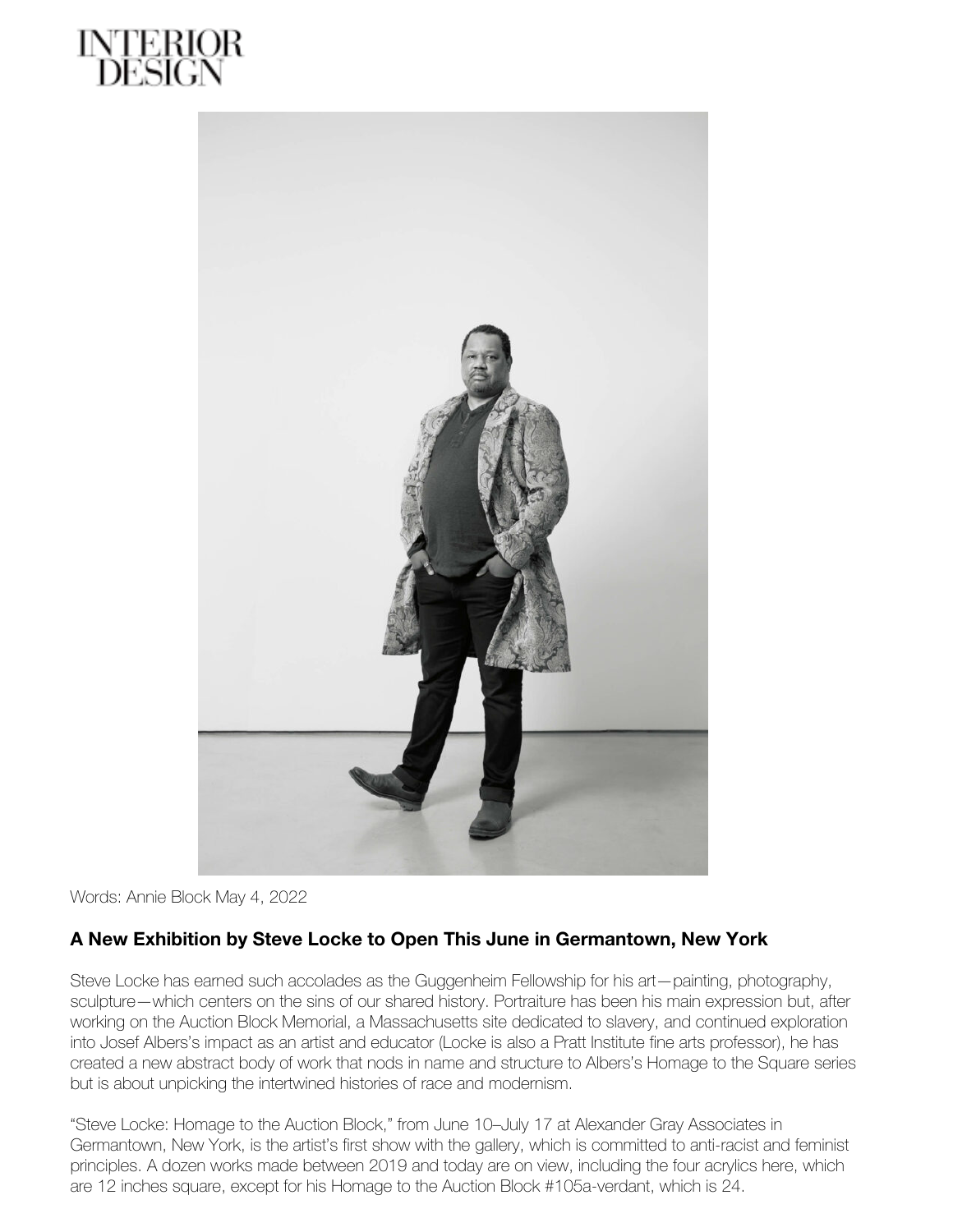INTERIOR DESIGN

Words: Annie Block May 4, 2022

## A New Exhibition by Steve Locke to Open This June in Germantown, New York

Steve Locke has earned such accolades as the Guggenheim Fellowship for his art—painting, photography, sculpture—which centers on the sins of our shared history. Portraiture has been his main expression but, after working on the Auction Block Memorial, a Massachusetts site dedicated to slavery, and continued exploration into Josef Albers's impact as an artist and educator (Locke is also a Pratt Institute fine arts professor), he has created a new abstract body of work that nods in name and structure to Albers's Homage to the Square series but is about unpicking the intertwined histories of race and modernism.

"Steve Locke: Homage to the Auction Block," from June 10–July 17 at Alexander Gray Associates in Germantown, New York, is the artist's first show with the gallery, which is committed to anti-racist and feminist principles. A dozen works made between 2019 and today are on view, including the four acrylics here, which are 12 inches square, except for his Homage to the Auction Block #105a-verdant, which is 24.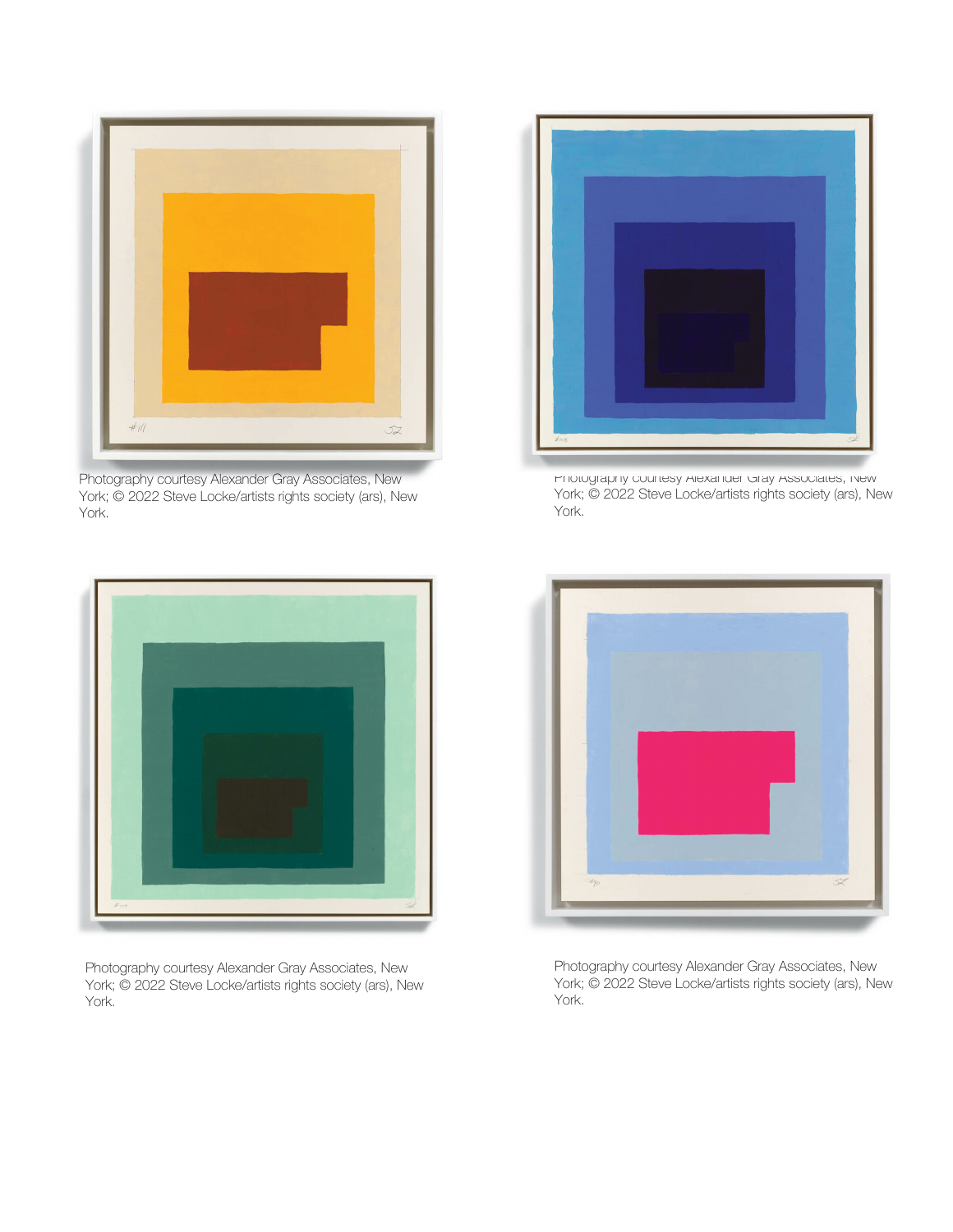Photography courtesy Alexander Gray Associates, New York; © 2022 Steve Locke/artists rights society (ars), New York.

Photography courtesy Alexander Gray Associates, New York; © 2022 Steve Locke/artists rights society (ars), New York.

Photography courtesy Alexander Gray Associates, New York; © 2022 Steve Locke/artists rights society (ars), New York.

Photography courtesy Alexander Gray Associates, New York; © 2022 Steve Locke/artists rights society (ars), New York.